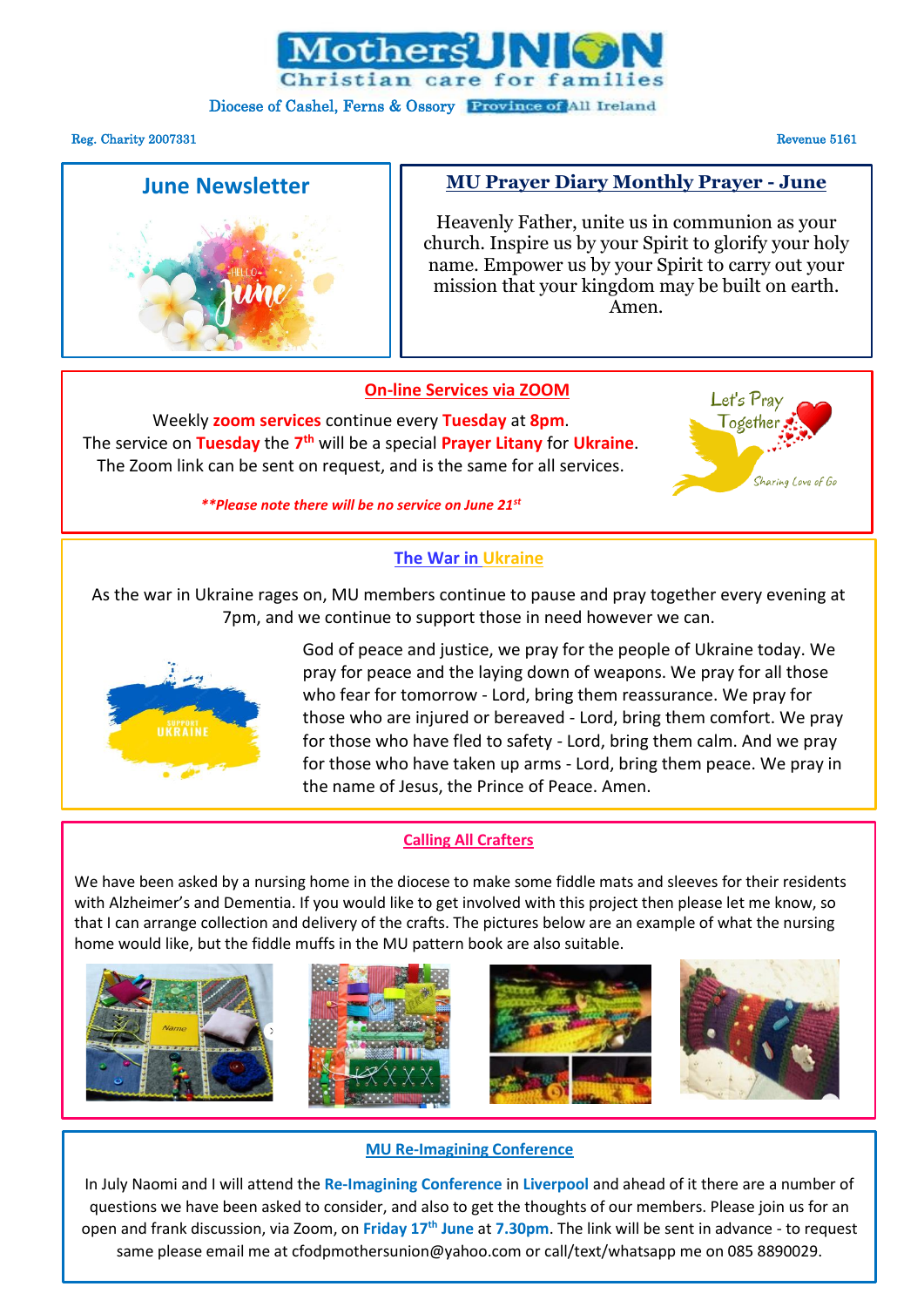# Mothers' UNION

Christian care for families

Diocese of Cashel, Ferns & Ossory Province of All Ireland

Reg. Charity 2007331

Revenue 5161

## June Newsletter

## MU Prayer Diary Monthly Prayer - June

Heavenly Father, unite us in communion as your church. Inspire us by your Spirit to glorify your holy name. Empower us by your Spirit to carry out your mission that your kingdom may be built on earth. Amen.

## On-line Services via ZOOM

Weekly **zoom services** continue every **Tuesday** at **8pm**.
The service on **Tuesday** the **7th** will be a special **Prayer Litany** for **Ukraine**.
The Zoom link can be sent on request, and is the same for all services.

***\*\*Please note there will be no service on June 21st***

## The War in Ukraine

As the war in Ukraine rages on, MU members continue to pause and pray together every evening at 7pm, and we continue to support those in need however we can.

God of peace and justice, we pray for the people of Ukraine today. We pray for peace and the laying down of weapons. We pray for all those who fear for tomorrow - Lord, bring them reassurance. We pray for those who are injured or bereaved - Lord, bring them comfort. We pray for those who have fled to safety - Lord, bring them calm. And we pray for those who have taken up arms - Lord, bring them peace. We pray in the name of Jesus, the Prince of Peace. Amen.

## Calling All Crafters

We have been asked by a nursing home in the diocese to make some fiddle mats and sleeves for their residents with Alzheimer's and Dementia. If you would like to get involved with this project then please let me know, so that I can arrange collection and delivery of the crafts. The pictures below are an example of what the nursing home would like, but the fiddle muffs in the MU pattern book are also suitable.

## MU Re-Imagining Conference

In July Naomi and I will attend the **Re-Imagining Conference** in **Liverpool** and ahead of it there are a number of questions we have been asked to consider, and also to get the thoughts of our members. Please join us for an open and frank discussion, via Zoom, on **Friday 17th June** at **7.30pm**. The link will be sent in advance - to request same please email me at cfodpmothersunion@yahoo.com or call/text/whatsapp me on 085 8890029.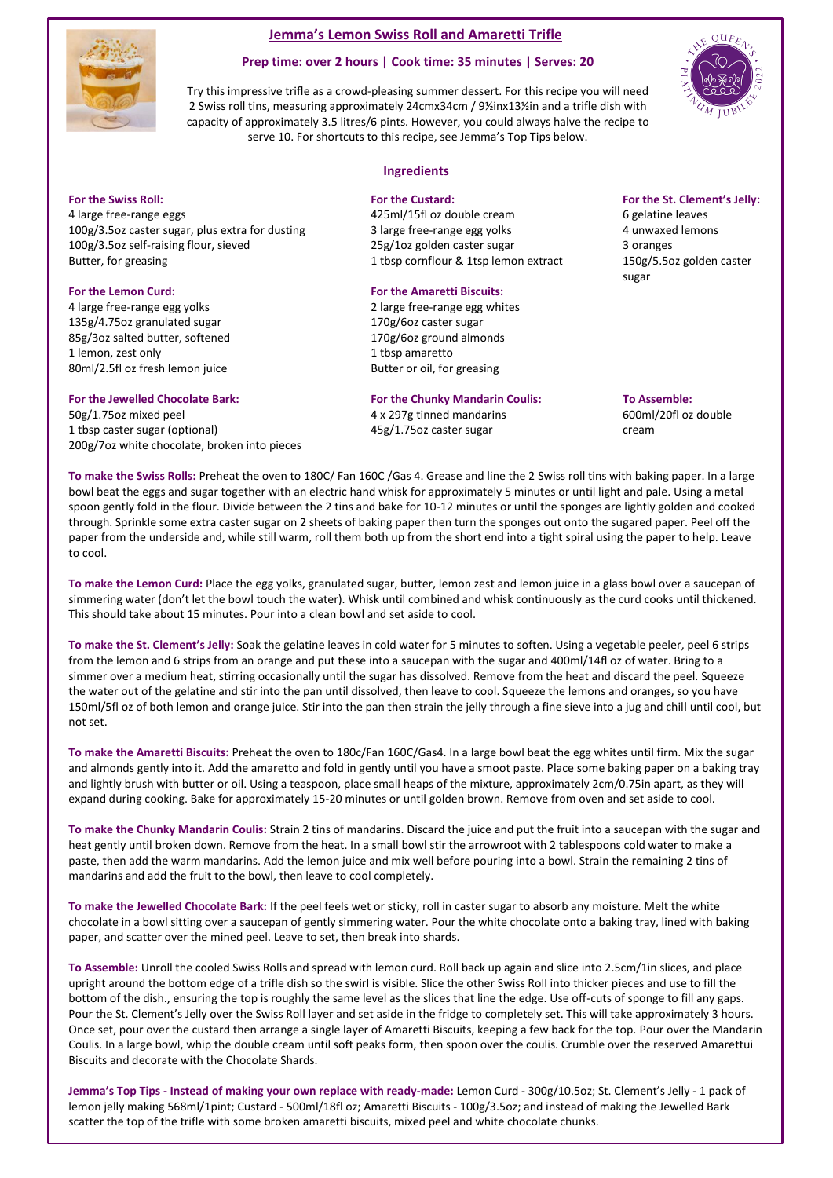# Jemma's Lemon Swiss Roll and Amaretti Trifle

**Prep time: over 2 hours | Cook time: 35 minutes | Serves: 20**

Try this impressive trifle as a crowd-pleasing summer dessert. For this recipe you will need 2 Swiss roll tins, measuring approximately 24cmx34cm / 9½inx13½in and a trifle dish with capacity of approximately 3.5 litres/6 pints. However, you could always halve the recipe to serve 10. For shortcuts to this recipe, see Jemma's Top Tips below.

## Ingredients

**For the Swiss Roll:**
4 large free-range eggs
100g/3.5oz caster sugar, plus extra for dusting
100g/3.5oz self-raising flour, sieved
Butter, for greasing

**For the Lemon Curd:**
4 large free-range egg yolks
135g/4.75oz granulated sugar
85g/3oz salted butter, softened
1 lemon, zest only
80ml/2.5fl oz fresh lemon juice

**For the Jewelled Chocolate Bark:**
50g/1.75oz mixed peel
1 tbsp caster sugar (optional)
200g/7oz white chocolate, broken into pieces

**For the Custard:**
425ml/15fl oz double cream
3 large free-range egg yolks
25g/1oz golden caster sugar
1 tbsp cornflour & 1tsp lemon extract

**For the Amaretti Biscuits:**
2 large free-range egg whites
170g/6oz caster sugar
170g/6oz ground almonds
1 tbsp amaretto
Butter or oil, for greasing

**For the Chunky Mandarin Coulis:**
4 x 297g tinned mandarins
45g/1.75oz caster sugar

**For the St. Clement's Jelly:**
6 gelatine leaves
4 unwaxed lemons
3 oranges
150g/5.5oz golden caster sugar

**To Assemble:**
600ml/20fl oz double cream

**To make the Swiss Rolls:** Preheat the oven to 180C/ Fan 160C /Gas 4. Grease and line the 2 Swiss roll tins with baking paper. In a large bowl beat the eggs and sugar together with an electric hand whisk for approximately 5 minutes or until light and pale. Using a metal spoon gently fold in the flour. Divide between the 2 tins and bake for 10-12 minutes or until the sponges are lightly golden and cooked through. Sprinkle some extra caster sugar on 2 sheets of baking paper then turn the sponges out onto the sugared paper. Peel off the paper from the underside and, while still warm, roll them both up from the short end into a tight spiral using the paper to help. Leave to cool.

**To make the Lemon Curd:** Place the egg yolks, granulated sugar, butter, lemon zest and lemon juice in a glass bowl over a saucepan of simmering water (don't let the bowl touch the water). Whisk until combined and whisk continuously as the curd cooks until thickened. This should take about 15 minutes. Pour into a clean bowl and set aside to cool.

**To make the St. Clement's Jelly:** Soak the gelatine leaves in cold water for 5 minutes to soften. Using a vegetable peeler, peel 6 strips from the lemon and 6 strips from an orange and put these into a saucepan with the sugar and 400ml/14fl oz of water. Bring to a simmer over a medium heat, stirring occasionally until the sugar has dissolved. Remove from the heat and discard the peel. Squeeze the water out of the gelatine and stir into the pan until dissolved, then leave to cool. Squeeze the lemons and oranges, so you have 150ml/5fl oz of both lemon and orange juice. Stir into the pan then strain the jelly through a fine sieve into a jug and chill until cool, but not set.

**To make the Amaretti Biscuits:** Preheat the oven to 180c/Fan 160C/Gas4. In a large bowl beat the egg whites until firm. Mix the sugar and almonds gently into it. Add the amaretto and fold in gently until you have a smoot paste. Place some baking paper on a baking tray and lightly brush with butter or oil. Using a teaspoon, place small heaps of the mixture, approximately 2cm/0.75in apart, as they will expand during cooking. Bake for approximately 15-20 minutes or until golden brown. Remove from oven and set aside to cool.

**To make the Chunky Mandarin Coulis:** Strain 2 tins of mandarins. Discard the juice and put the fruit into a saucepan with the sugar and heat gently until broken down. Remove from the heat. In a small bowl stir the arrowroot with 2 tablespoons cold water to make a paste, then add the warm mandarins. Add the lemon juice and mix well before pouring into a bowl. Strain the remaining 2 tins of mandarins and add the fruit to the bowl, then leave to cool completely.

**To make the Jewelled Chocolate Bark:** If the peel feels wet or sticky, roll in caster sugar to absorb any moisture. Melt the white chocolate in a bowl sitting over a saucepan of gently simmering water. Pour the white chocolate onto a baking tray, lined with baking paper, and scatter over the mined peel. Leave to set, then break into shards.

**To Assemble:** Unroll the cooled Swiss Rolls and spread with lemon curd. Roll back up again and slice into 2.5cm/1in slices, and place upright around the bottom edge of a trifle dish so the swirl is visible. Slice the other Swiss Roll into thicker pieces and use to fill the bottom of the dish., ensuring the top is roughly the same level as the slices that line the edge. Use off-cuts of sponge to fill any gaps. Pour the St. Clement's Jelly over the Swiss Roll layer and set aside in the fridge to completely set. This will take approximately 3 hours. Once set, pour over the custard then arrange a single layer of Amaretti Biscuits, keeping a few back for the top. Pour over the Mandarin Coulis. In a large bowl, whip the double cream until soft peaks form, then spoon over the coulis. Crumble over the reserved Amarettui Biscuits and decorate with the Chocolate Shards.

**Jemma's Top Tips - Instead of making your own replace with ready-made:** Lemon Curd - 300g/10.5oz; St. Clement's Jelly - 1 pack of lemon jelly making 568ml/1pint; Custard - 500ml/18fl oz; Amaretti Biscuits - 100g/3.5oz; and instead of making the Jewelled Bark scatter the top of the trifle with some broken amaretti biscuits, mixed peel and white chocolate chunks.